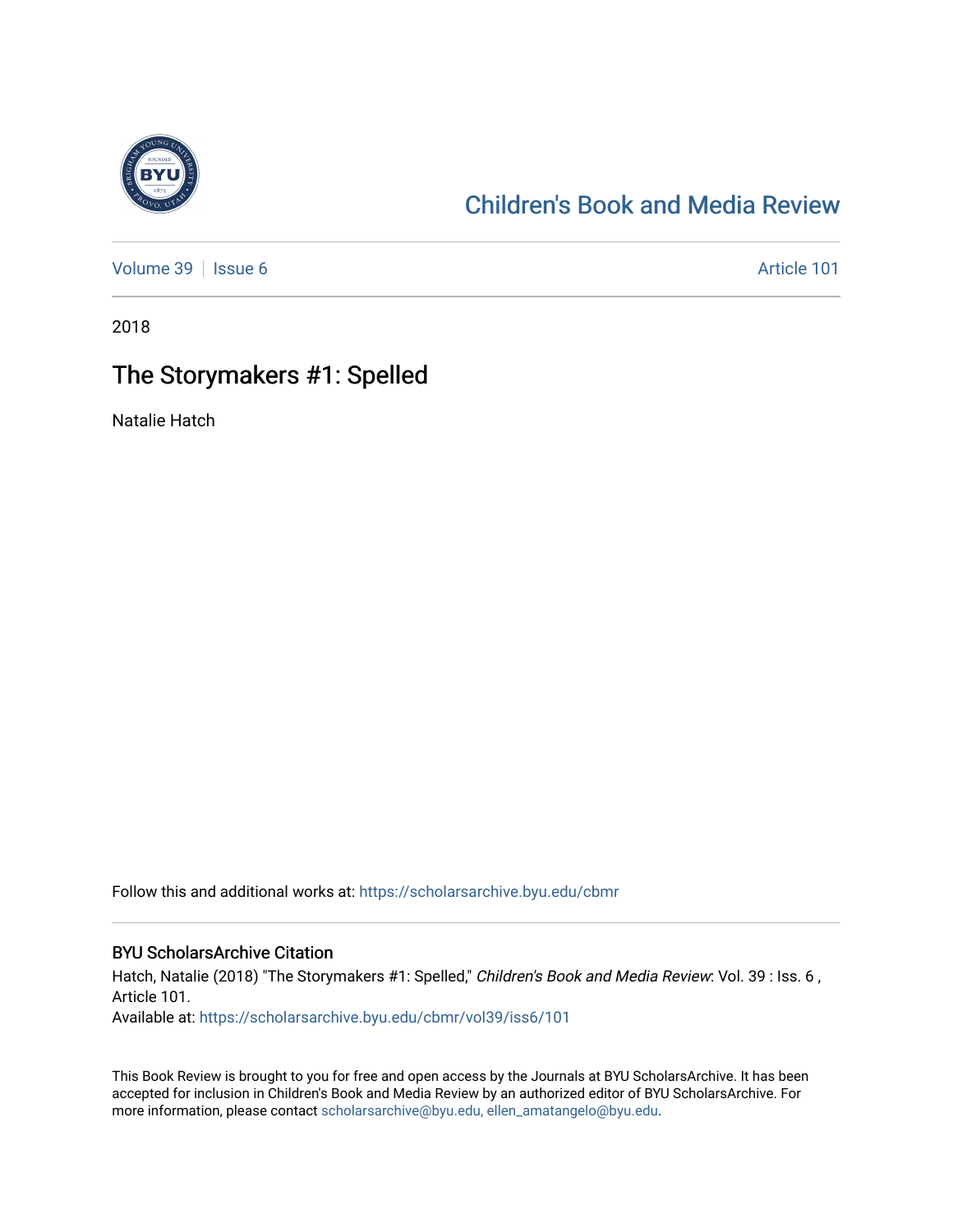Children's Book and Media Review

Volume 39 | Issue 6 | Article 101

2018

# The Storymakers #1: Spelled

Natalie Hatch

Follow this and additional works at: https://scholarsarchive.byu.edu/cbmr

## BYU ScholarsArchive Citation

Hatch, Natalie (2018) "The Storymakers #1: Spelled," *Children's Book and Media Review*: Vol. 39 : Iss. 6 , Article 101.
Available at: https://scholarsarchive.byu.edu/cbmr/vol39/iss6/101

This Book Review is brought to you for free and open access by the Journals at BYU ScholarsArchive. It has been accepted for inclusion in Children's Book and Media Review by an authorized editor of BYU ScholarsArchive. For more information, please contact scholarsarchive@byu.edu, ellen_amatangelo@byu.edu.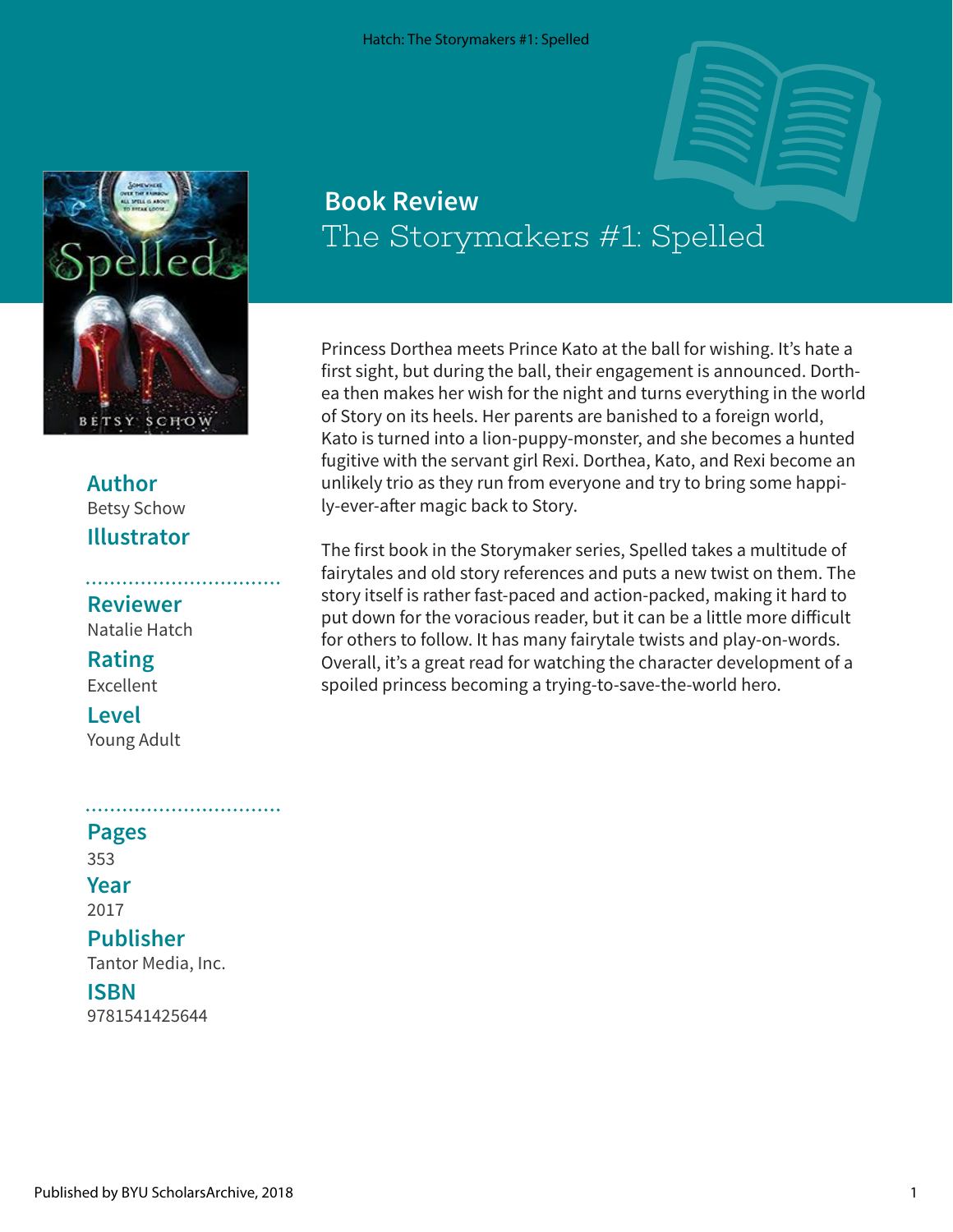# Book Review

## The Storymakers #1: Spelled

**Author**
Betsy Schow

**Illustrator**

**Reviewer**
Natalie Hatch

**Rating**
Excellent

**Level**
Young Adult

**Pages**
353

**Year**
2017

**Publisher**
Tantor Media, Inc.

**ISBN**
9781541425644

Princess Dorthea meets Prince Kato at the ball for wishing. It's hate a first sight, but during the ball, their engagement is announced. Dorthea then makes her wish for the night and turns everything in the world of Story on its heels. Her parents are banished to a foreign world, Kato is turned into a lion-puppy-monster, and she becomes a hunted fugitive with the servant girl Rexi. Dorthea, Kato, and Rexi become an unlikely trio as they run from everyone and try to bring some happily-ever-after magic back to Story.

The first book in the Storymaker series, Spelled takes a multitude of fairytales and old story references and puts a new twist on them. The story itself is rather fast-paced and action-packed, making it hard to put down for the voracious reader, but it can be a little more difficult for others to follow. It has many fairytale twists and play-on-words. Overall, it's a great read for watching the character development of a spoiled princess becoming a trying-to-save-the-world hero.